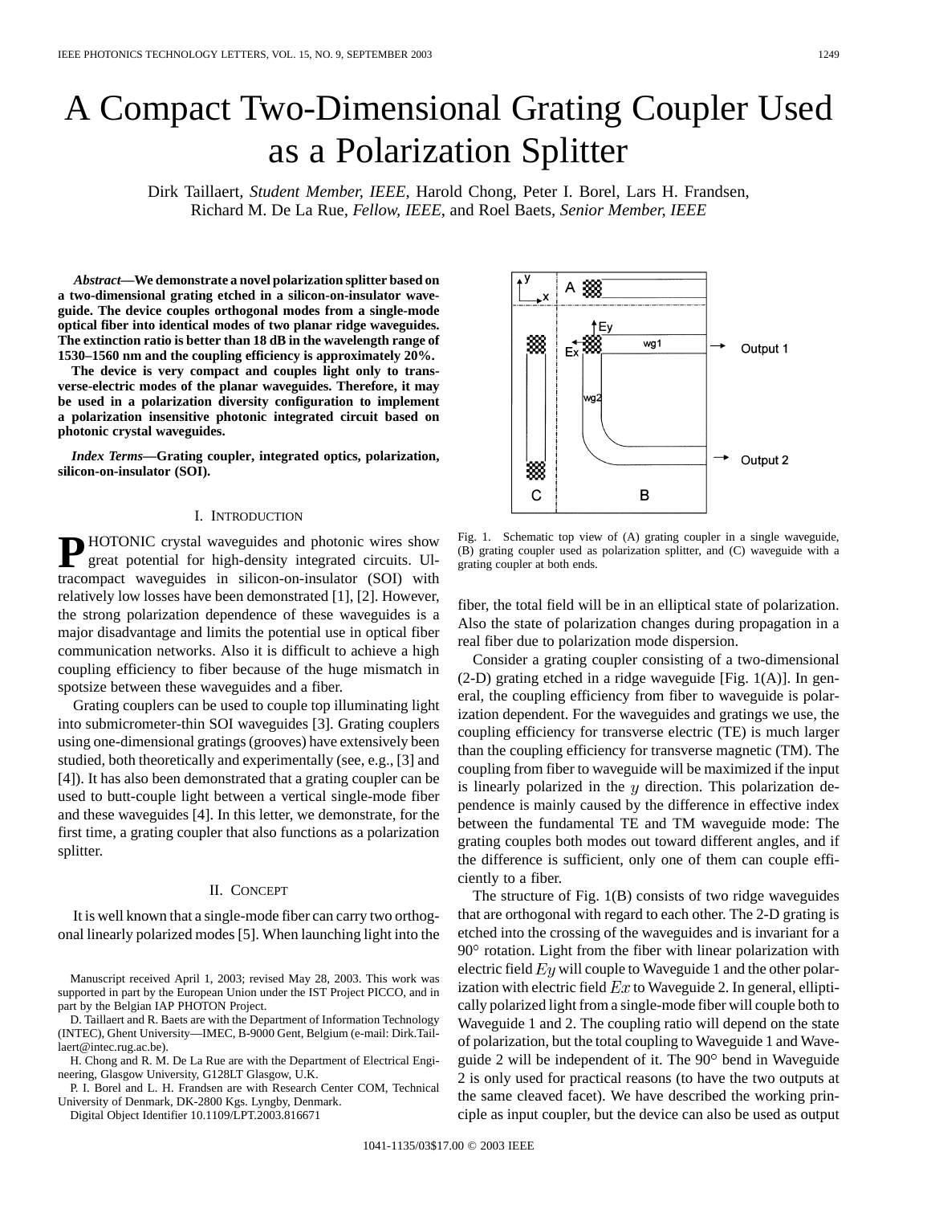# A Compact Two-Dimensional Grating Coupler Used as a Polarization Splitter

Dirk Taillaert, *Student Member, IEEE*, Harold Chong, Peter I. Borel, Lars H. Frandsen, Richard M. De La Rue, *Fellow, IEEE*, and Roel Baets, *Senior Member, IEEE*

***Abstract*—We demonstrate a novel polarization splitter based on a two-dimensional grating etched in a silicon-on-insulator waveguide. The device couples orthogonal modes from a single-mode optical fiber into identical modes of two planar ridge waveguides. The extinction ratio is better than 18 dB in the wavelength range of 1530–1560 nm and the coupling efficiency is approximately 20%.**

**The device is very compact and couples light only to transverse-electric modes of the planar waveguides. Therefore, it may be used in a polarization diversity configuration to implement a polarization insensitive photonic integrated circuit based on photonic crystal waveguides.**

***Index Terms*—Grating coupler, integrated optics, polarization, silicon-on-insulator (SOI).**

## I. Introduction

PHOTONIC crystal waveguides and photonic wires show great potential for high-density integrated circuits. Ultracompact waveguides in silicon-on-insulator (SOI) with relatively low losses have been demonstrated [1], [2]. However, the strong polarization dependence of these waveguides is a major disadvantage and limits the potential use in optical fiber communication networks. Also it is difficult to achieve a high coupling efficiency to fiber because of the huge mismatch in spotsize between these waveguides and a fiber.

Grating couplers can be used to couple top illuminating light into submicrometer-thin SOI waveguides [3]. Grating couplers using one-dimensional gratings (grooves) have extensively been studied, both theoretically and experimentally (see, e.g., [3] and [4]). It has also been demonstrated that a grating coupler can be used to butt-couple light between a vertical single-mode fiber and these waveguides [4]. In this letter, we demonstrate, for the first time, a grating coupler that also functions as a polarization splitter.

## II. Concept

It is well known that a single-mode fiber can carry two orthogonal linearly polarized modes [5]. When launching light into the fiber, the total field will be in an elliptical state of polarization. Also the state of polarization changes during propagation in a real fiber due to polarization mode dispersion.

Consider a grating coupler consisting of a two-dimensional (2-D) grating etched in a ridge waveguide [Fig. 1(A)]. In general, the coupling efficiency from fiber to waveguide is polarization dependent. For the waveguides and gratings we use, the coupling efficiency for transverse electric (TE) is much larger than the coupling efficiency for transverse magnetic (TM). The coupling from fiber to waveguide will be maximized if the input is linearly polarized in the $y$ direction. This polarization dependence is mainly caused by the difference in effective index between the fundamental TE and TM waveguide mode: The grating couples both modes out toward different angles, and if the difference is sufficient, only one of them can couple efficiently to a fiber.

Fig. 1. Schematic top view of (A) grating coupler in a single waveguide, (B) grating coupler used as polarization splitter, and (C) waveguide with a grating coupler at both ends.

The structure of Fig. 1(B) consists of two ridge waveguides that are orthogonal with regard to each other. The 2-D grating is etched into the crossing of the waveguides and is invariant for a 90° rotation. Light from the fiber with linear polarization with electric field $Ey$ will couple to Waveguide 1 and the other polarization with electric field $Ex$ to Waveguide 2. In general, elliptically polarized light from a single-mode fiber will couple both to Waveguide 1 and 2. The coupling ratio will depend on the state of polarization, but the total coupling to Waveguide 1 and Waveguide 2 will be independent of it. The 90° bend in Waveguide 2 is only used for practical reasons (to have the two outputs at the same cleaved facet). We have described the working principle as input coupler, but the device can also be used as output

Manuscript received April 1, 2003; revised May 28, 2003. This work was supported in part by the European Union under the IST Project PICCO, and in part by the Belgian IAP PHOTON Project.

D. Taillaert and R. Baets are with the Department of Information Technology (INTEC), Ghent University—IMEC, B-9000 Gent, Belgium (e-mail: Dirk.Taillaert@intec.rug.ac.be).

H. Chong and R. M. De La Rue are with the Department of Electrical Engineering, Glasgow University, G128LT Glasgow, U.K.

P. I. Borel and L. H. Frandsen are with Research Center COM, Technical University of Denmark, DK-2800 Kgs. Lyngby, Denmark.

Digital Object Identifier 10.1109/LPT.2003.816671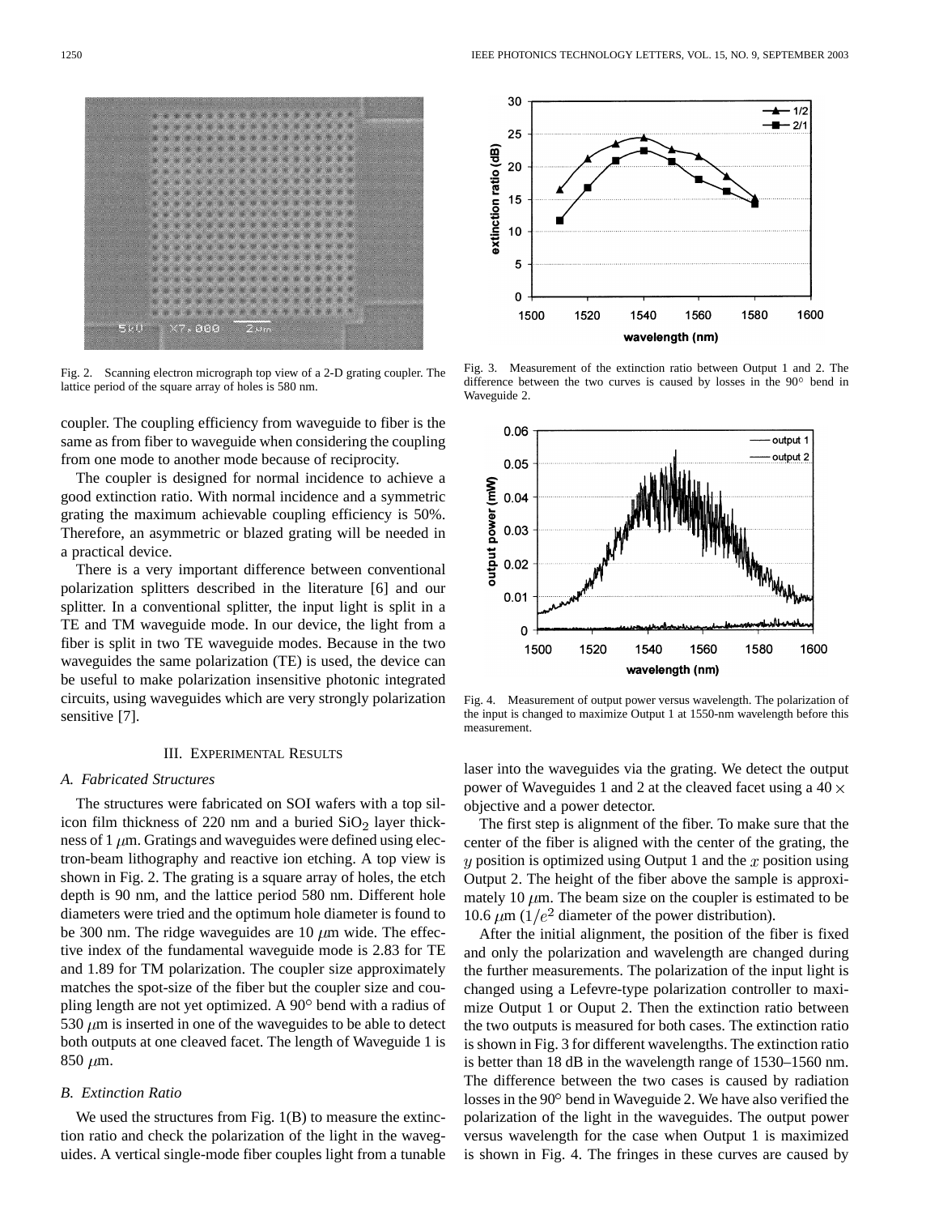Fig. 2. Scanning electron micrograph top view of a 2-D grating coupler. The lattice period of the square array of holes is 580 nm.

coupler. The coupling efficiency from waveguide to fiber is the same as from fiber to waveguide when considering the coupling from one mode to another mode because of reciprocity.

The coupler is designed for normal incidence to achieve a good extinction ratio. With normal incidence and a symmetric grating the maximum achievable coupling efficiency is 50%. Therefore, an asymmetric or blazed grating will be needed in a practical device.

There is a very important difference between conventional polarization splitters described in the literature [6] and our splitter. In a conventional splitter, the input light is split in a TE and TM waveguide mode. In our device, the light from a fiber is split in two TE waveguide modes. Because in the two waveguides the same polarization (TE) is used, the device can be useful to make polarization insensitive photonic integrated circuits, using waveguides which are very strongly polarization sensitive [7].

## III. Experimental Results

### A. Fabricated Structures

The structures were fabricated on SOI wafers with a top silicon film thickness of 220 nm and a buried $SiO_2$ layer thickness of 1 $\mu$m. Gratings and waveguides were defined using electron-beam lithography and reactive ion etching. A top view is shown in Fig. 2. The grating is a square array of holes, the etch depth is 90 nm, and the lattice period 580 nm. Different hole diameters were tried and the optimum hole diameter is found to be 300 nm. The ridge waveguides are 10 $\mu$m wide. The effective index of the fundamental waveguide mode is 2.83 for TE and 1.89 for TM polarization. The coupler size approximately matches the spot-size of the fiber but the coupler size and coupling length are not yet optimized. A 90° bend with a radius of 530 $\mu$m is inserted in one of the waveguides to be able to detect both outputs at one cleaved facet. The length of Waveguide 1 is 850 $\mu$m.

### B. Extinction Ratio

We used the structures from Fig. 1(B) to measure the extinction ratio and check the polarization of the light in the waveguides. A vertical single-mode fiber couples light from a tunable laser into the waveguides via the grating. We detect the output power of Waveguides 1 and 2 at the cleaved facet using a 40 × objective and a power detector.

Fig. 3. Measurement of the extinction ratio between Output 1 and 2. The difference between the two curves is caused by losses in the 90° bend in Waveguide 2.

Fig. 4. Measurement of output power versus wavelength. The polarization of the input is changed to maximize Output 1 at 1550-nm wavelength before this measurement.

The first step is alignment of the fiber. To make sure that the center of the fiber is aligned with the center of the grating, the $y$ position is optimized using Output 1 and the $x$ position using Output 2. The height of the fiber above the sample is approximately 10 $\mu$m. The beam size on the coupler is estimated to be 10.6 $\mu$m ($1/e^2$ diameter of the power distribution).

After the initial alignment, the position of the fiber is fixed and only the polarization and wavelength are changed during the further measurements. The polarization of the input light is changed using a Lefevre-type polarization controller to maximize Output 1 or Ouput 2. Then the extinction ratio between the two outputs is measured for both cases. The extinction ratio is shown in Fig. 3 for different wavelengths. The extinction ratio is better than 18 dB in the wavelength range of 1530–1560 nm. The difference between the two cases is caused by radiation losses in the 90° bend in Waveguide 2. We have also verified the polarization of the light in the waveguides. The output power versus wavelength for the case when Output 1 is maximized is shown in Fig. 4. The fringes in these curves are caused by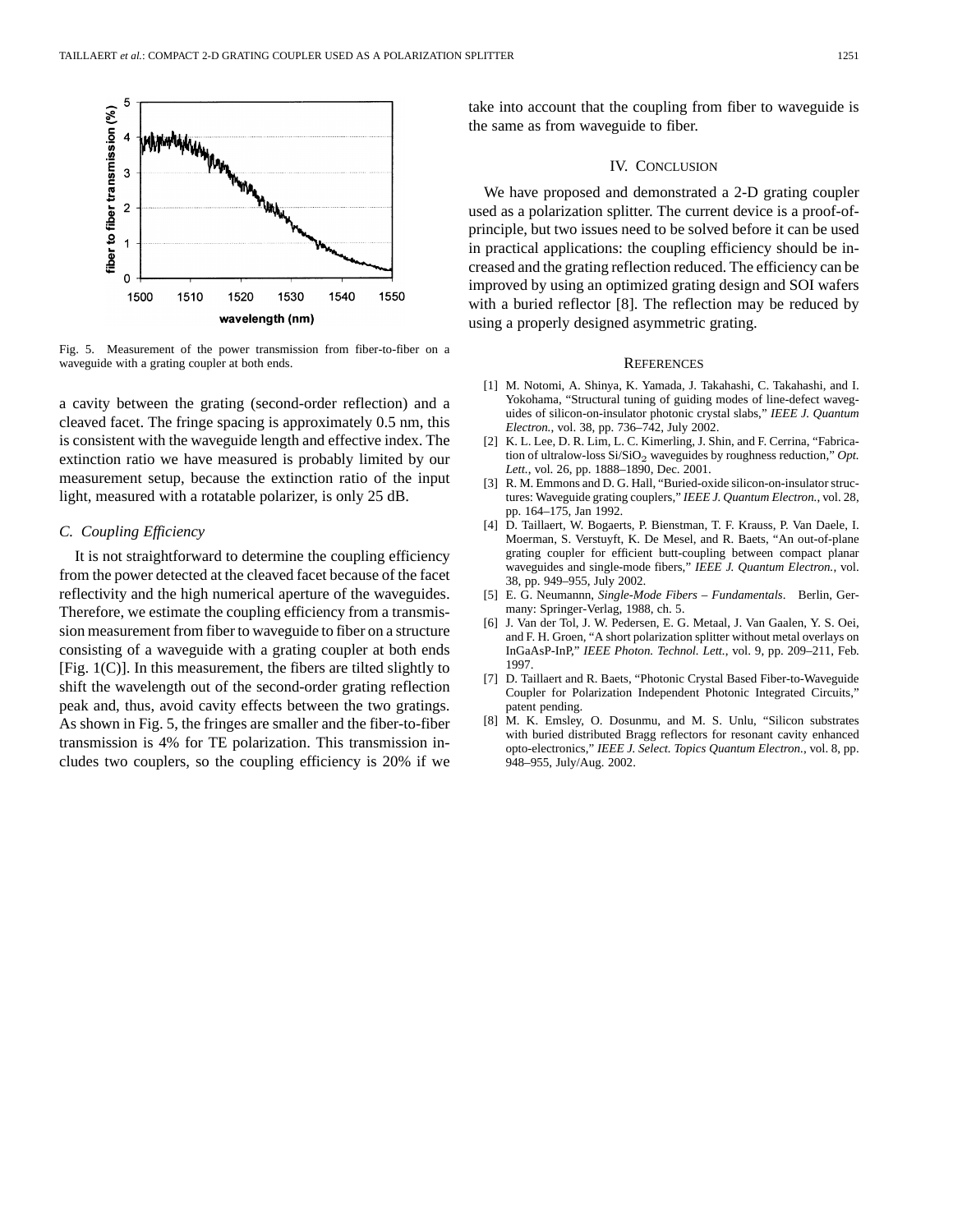fiber to fiber transmission (%)

5
4
3
2
1
0

1500 1510 1520 1530 1540 1550

wavelength (nm)

Fig. 5. Measurement of the power transmission from fiber-to-fiber on a waveguide with a grating coupler at both ends.

a cavity between the grating (second-order reflection) and a cleaved facet. The fringe spacing is approximately 0.5 nm, this is consistent with the waveguide length and effective index. The extinction ratio we have measured is probably limited by our measurement setup, because the extinction ratio of the input light, measured with a rotatable polarizer, is only 25 dB.

### *C. Coupling Efficiency*

It is not straightforward to determine the coupling efficiency from the power detected at the cleaved facet because of the facet reflectivity and the high numerical aperture of the waveguides. Therefore, we estimate the coupling efficiency from a transmission measurement from fiber to waveguide to fiber on a structure consisting of a waveguide with a grating coupler at both ends [Fig. 1(C)]. In this measurement, the fibers are tilted slightly to shift the wavelength out of the second-order grating reflection peak and, thus, avoid cavity effects between the two gratings. As shown in Fig. 5, the fringes are smaller and the fiber-to-fiber transmission is 4% for TE polarization. This transmission includes two couplers, so the coupling efficiency is 20% if we take into account that the coupling from fiber to waveguide is the same as from waveguide to fiber.

## IV. Conclusion

We have proposed and demonstrated a 2-D grating coupler used as a polarization splitter. The current device is a proof-of-principle, but two issues need to be solved before it can be used in practical applications: the coupling efficiency should be increased and the grating reflection reduced. The efficiency can be improved by using an optimized grating design and SOI wafers with a buried reflector [8]. The reflection may be reduced by using a properly designed asymmetric grating.

## References

[1] M. Notomi, A. Shinya, K. Yamada, J. Takahashi, C. Takahashi, and I. Yokohama, "Structural tuning of guiding modes of line-defect waveguides of silicon-on-insulator photonic crystal slabs," *IEEE J. Quantum Electron.*, vol. 38, pp. 736–742, July 2002.

[2] K. L. Lee, D. R. Lim, L. C. Kimerling, J. Shin, and F. Cerrina, "Fabrication of ultralow-loss $Si/SiO_2$ waveguides by roughness reduction," *Opt. Lett.*, vol. 26, pp. 1888–1890, Dec. 2001.

[3] R. M. Emmons and D. G. Hall, "Buried-oxide silicon-on-insulator structures: Waveguide grating couplers," *IEEE J. Quantum Electron.*, vol. 28, pp. 164–175, Jan 1992.

[4] D. Taillaert, W. Bogaerts, P. Bienstman, T. F. Krauss, P. Van Daele, I. Moerman, S. Verstuyft, K. De Mesel, and R. Baets, "An out-of-plane grating coupler for efficient butt-coupling between compact planar waveguides and single-mode fibers," *IEEE J. Quantum Electron.*, vol. 38, pp. 949–955, July 2002.

[5] E. G. Neumannn, *Single-Mode Fibers – Fundamentals*. Berlin, Germany: Springer-Verlag, 1988, ch. 5.

[6] J. Van der Tol, J. W. Pedersen, E. G. Metaal, J. Van Gaalen, Y. S. Oei, and F. H. Groen, "A short polarization splitter without metal overlays on InGaAsP-InP," *IEEE Photon. Technol. Lett.*, vol. 9, pp. 209–211, Feb. 1997.

[7] D. Taillaert and R. Baets, "Photonic Crystal Based Fiber-to-Waveguide Coupler for Polarization Independent Photonic Integrated Circuits," patent pending.

[8] M. K. Emsley, O. Dosunmu, and M. S. Unlu, "Silicon substrates with buried distributed Bragg reflectors for resonant cavity enhanced opto-electronics," *IEEE J. Select. Topics Quantum Electron.*, vol. 8, pp. 948–955, July/Aug. 2002.